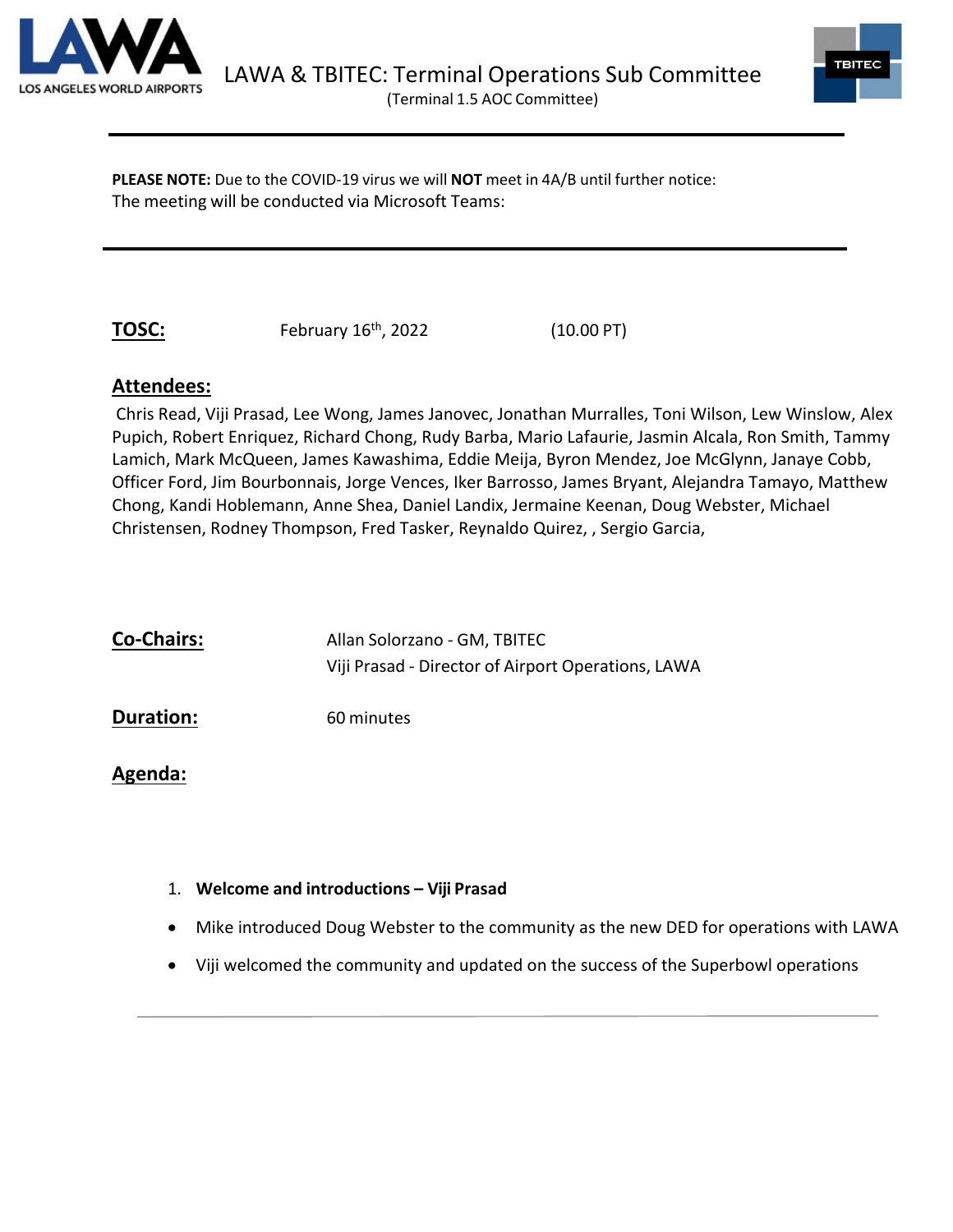LOS ANGELES WORLD AIRPORTS

# LAWA & TBITEC: Terminal Operations Sub Committee

(Terminal 1.5 AOC Committee)

TBITEC

**PLEASE NOTE:** Due to the COVID-19 virus we will **NOT** meet in 4A/B until further notice:
The meeting will be conducted via Microsoft Teams:

**TOSC:** February 16th, 2022 (10.00 PT)

## Attendees:

Chris Read, Viji Prasad, Lee Wong, James Janovec, Jonathan Murralles, Toni Wilson, Lew Winslow, Alex Pupich, Robert Enriquez, Richard Chong, Rudy Barba, Mario Lafaurie, Jasmin Alcala, Ron Smith, Tammy Lamich, Mark McQueen, James Kawashima, Eddie Meija, Byron Mendez, Joe McGlynn, Janaye Cobb, Officer Ford, Jim Bourbonnais, Jorge Vences, Iker Barrosso, James Bryant, Alejandra Tamayo, Matthew Chong, Kandi Hoblemann, Anne Shea, Daniel Landix, Jermaine Keenan, Doug Webster, Michael Christensen, Rodney Thompson, Fred Tasker, Reynaldo Quirez, , Sergio Garcia,

**Co-Chairs:** Allan Solorzano - GM, TBITEC
Viji Prasad - Director of Airport Operations, LAWA

**Duration:** 60 minutes

## Agenda:

1. **Welcome and introductions – Viji Prasad**

- Mike introduced Doug Webster to the community as the new DED for operations with LAWA
- Viji welcomed the community and updated on the success of the Superbowl operations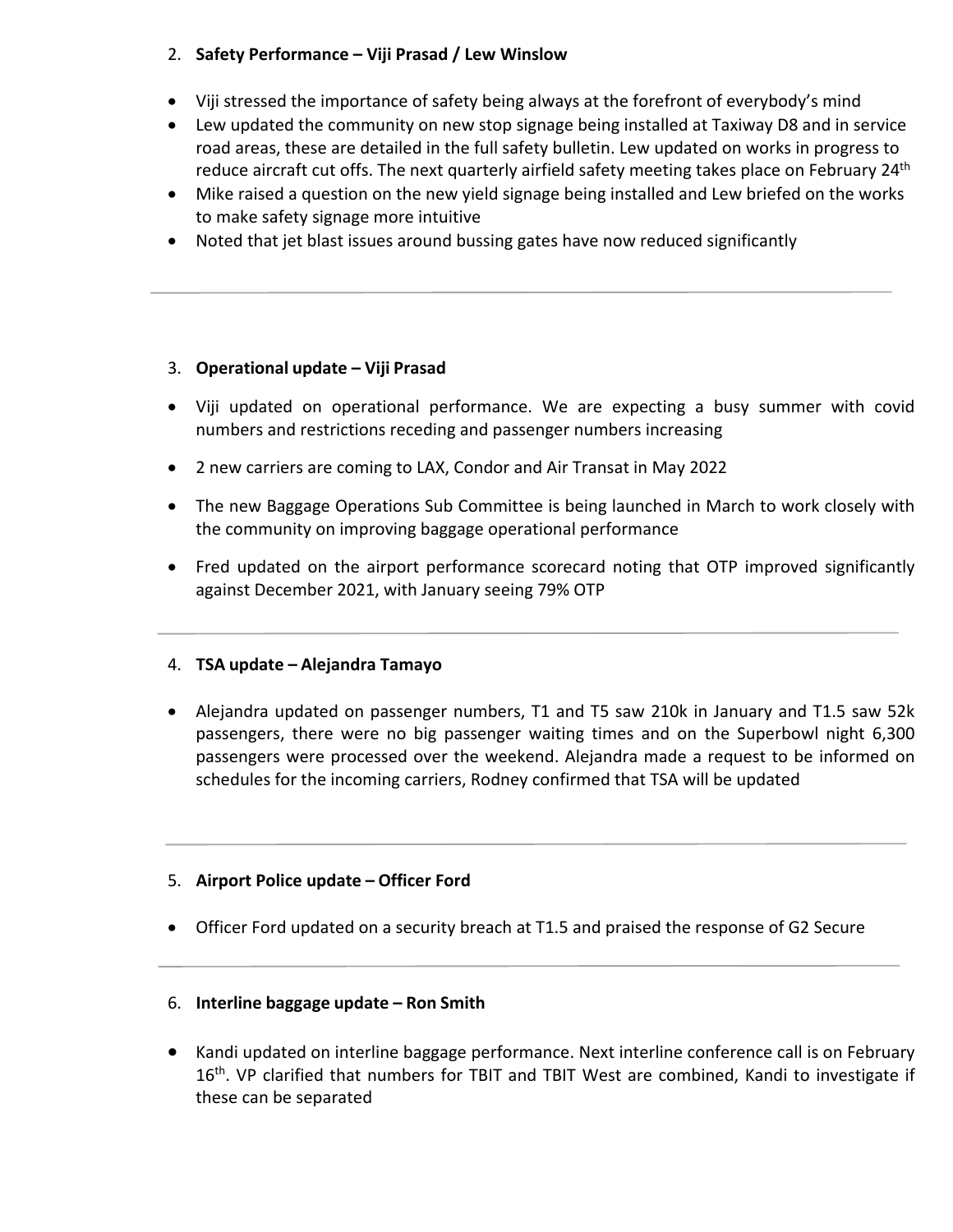2. **Safety Performance – Viji Prasad / Lew Winslow**

- Viji stressed the importance of safety being always at the forefront of everybody's mind
- Lew updated the community on new stop signage being installed at Taxiway D8 and in service road areas, these are detailed in the full safety bulletin. Lew updated on works in progress to reduce aircraft cut offs. The next quarterly airfield safety meeting takes place on February 24th
- Mike raised a question on the new yield signage being installed and Lew briefed on the works to make safety signage more intuitive
- Noted that jet blast issues around bussing gates have now reduced significantly

---

3. **Operational update – Viji Prasad**

- Viji updated on operational performance. We are expecting a busy summer with covid numbers and restrictions receding and passenger numbers increasing
- 2 new carriers are coming to LAX, Condor and Air Transat in May 2022
- The new Baggage Operations Sub Committee is being launched in March to work closely with the community on improving baggage operational performance
- Fred updated on the airport performance scorecard noting that OTP improved significantly against December 2021, with January seeing 79% OTP

---

4. **TSA update – Alejandra Tamayo**

- Alejandra updated on passenger numbers, T1 and T5 saw 210k in January and T1.5 saw 52k passengers, there were no big passenger waiting times and on the Superbowl night 6,300 passengers were processed over the weekend. Alejandra made a request to be informed on schedules for the incoming carriers, Rodney confirmed that TSA will be updated

---

5. **Airport Police update – Officer Ford**

- Officer Ford updated on a security breach at T1.5 and praised the response of G2 Secure

---

6. **Interline baggage update – Ron Smith**

- Kandi updated on interline baggage performance. Next interline conference call is on February 16th. VP clarified that numbers for TBIT and TBIT West are combined, Kandi to investigate if these can be separated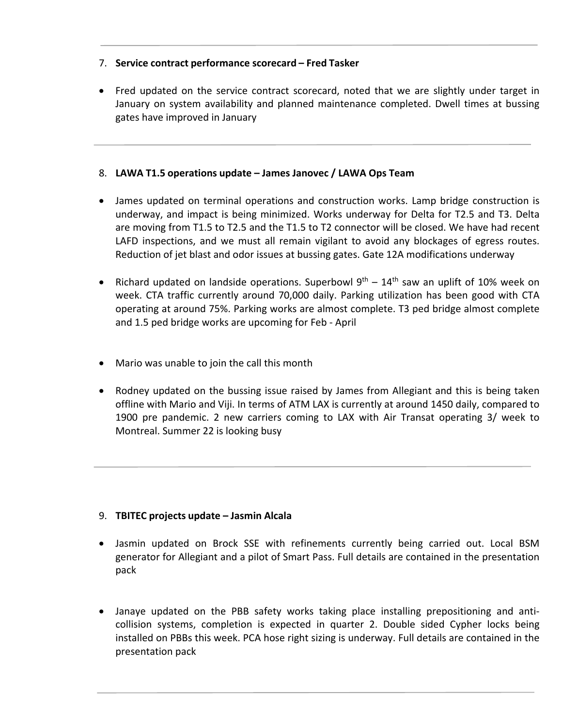7. **Service contract performance scorecard – Fred Tasker**

- Fred updated on the service contract scorecard, noted that we are slightly under target in January on system availability and planned maintenance completed. Dwell times at bussing gates have improved in January

---

8. **LAWA T1.5 operations update – James Janovec / LAWA Ops Team**

- James updated on terminal operations and construction works. Lamp bridge construction is underway, and impact is being minimized. Works underway for Delta for T2.5 and T3. Delta are moving from T1.5 to T2.5 and the T1.5 to T2 connector will be closed. We have had recent LAFD inspections, and we must all remain vigilant to avoid any blockages of egress routes. Reduction of jet blast and odor issues at bussing gates. Gate 12A modifications underway

- Richard updated on landside operations. Superbowl 9th – 14th saw an uplift of 10% week on week. CTA traffic currently around 70,000 daily. Parking utilization has been good with CTA operating at around 75%. Parking works are almost complete. T3 ped bridge almost complete and 1.5 ped bridge works are upcoming for Feb - April

- Mario was unable to join the call this month

- Rodney updated on the bussing issue raised by James from Allegiant and this is being taken offline with Mario and Viji. In terms of ATM LAX is currently at around 1450 daily, compared to 1900 pre pandemic. 2 new carriers coming to LAX with Air Transat operating 3/ week to Montreal. Summer 22 is looking busy

---

9. **TBITEC projects update – Jasmin Alcala**

- Jasmin updated on Brock SSE with refinements currently being carried out. Local BSM generator for Allegiant and a pilot of Smart Pass. Full details are contained in the presentation pack

- Janaye updated on the PBB safety works taking place installing prepositioning and anti-collision systems, completion is expected in quarter 2. Double sided Cypher locks being installed on PBBs this week. PCA hose right sizing is underway. Full details are contained in the presentation pack

---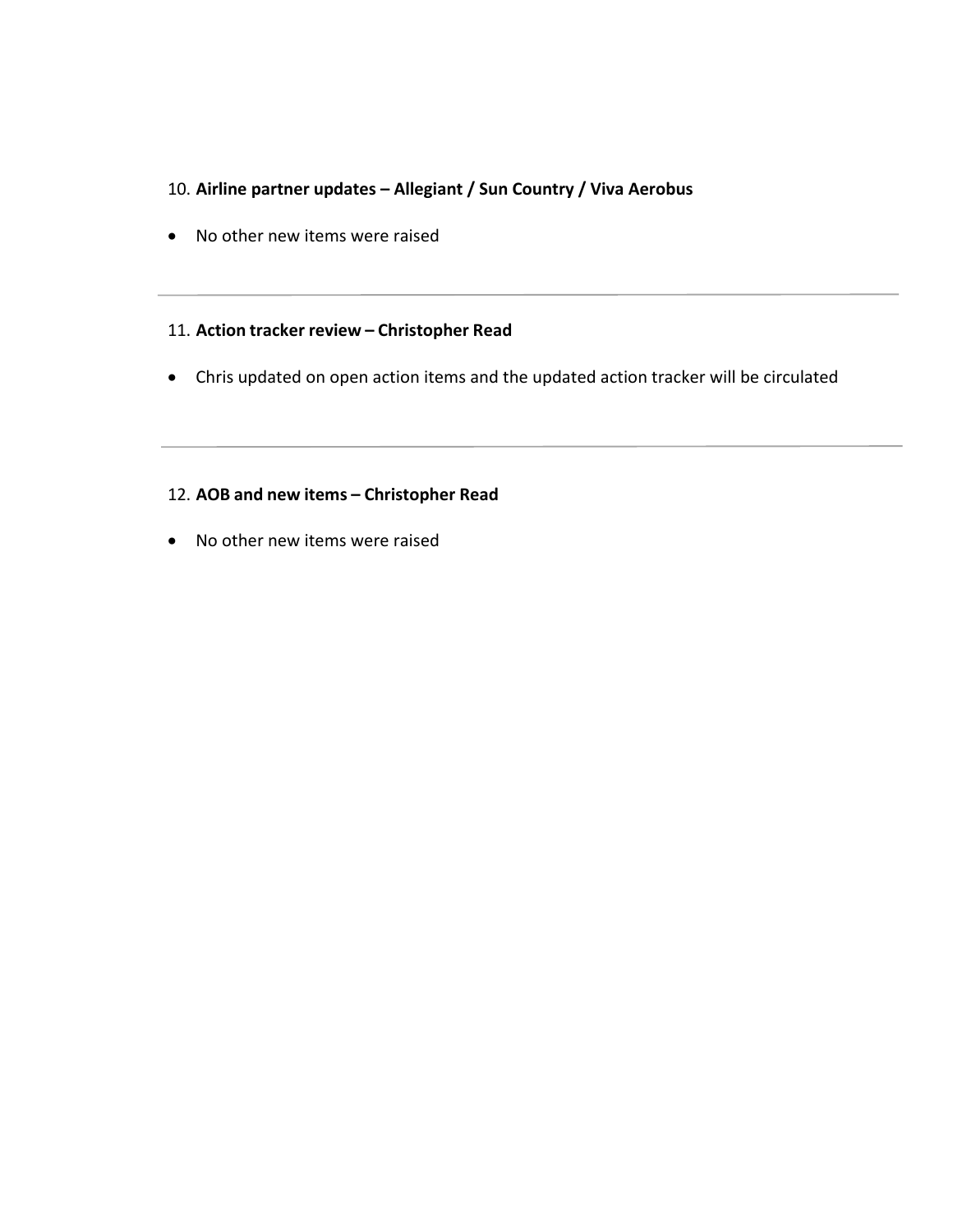10. **Airline partner updates – Allegiant / Sun Country / Viva Aerobus**

- No other new items were raised

---

11. **Action tracker review – Christopher Read**

- Chris updated on open action items and the updated action tracker will be circulated

---

12. **AOB and new items – Christopher Read**

- No other new items were raised